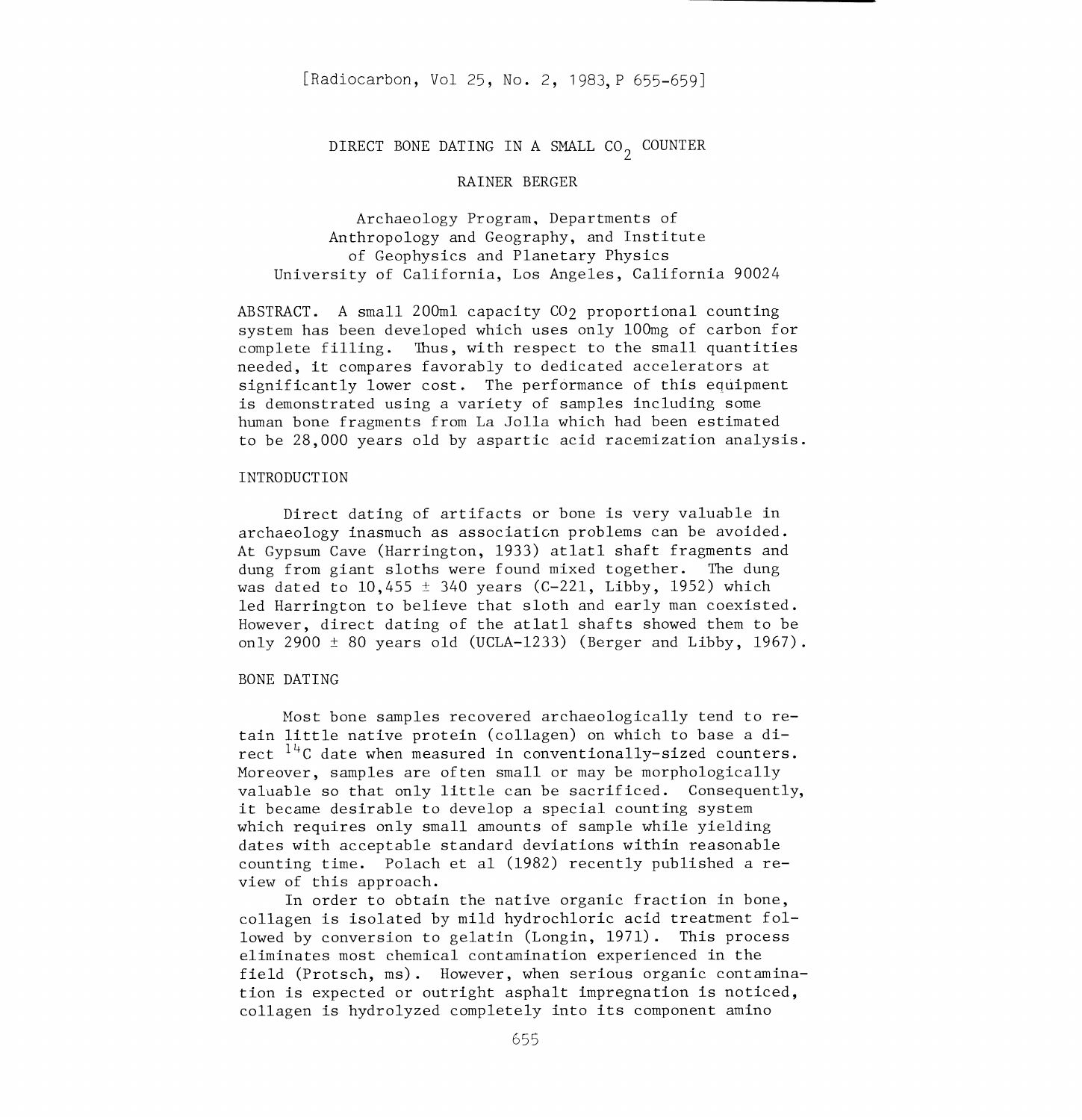# DIRECT BONE DATING IN A SMALL $CO_2$ COUNTER

RAINER BERGER

Archaeology Program, Departments of Anthropology and Geography, and Institute of Geophysics and Planetary Physics
University of California, Los Angeles, California 90024

ABSTRACT. A small 200ml capacity $CO_2$ proportional counting system has been developed which uses only 100mg of carbon for complete filling. Thus, with respect to the small quantities needed, it compares favorably to dedicated accelerators at significantly lower cost. The performance of this equipment is demonstrated using a variety of samples including some human bone fragments from La Jolla which had been estimated to be 28,000 years old by aspartic acid racemization analysis.

## INTRODUCTION

Direct dating of artifacts or bone is very valuable in archaeology inasmuch as association problems can be avoided. At Gypsum Cave (Harrington, 1933) atlatl shaft fragments and dung from giant sloths were found mixed together. The dung was dated to 10,455 ± 340 years (C-221, Libby, 1952) which led Harrington to believe that sloth and early man coexisted. However, direct dating of the atlatl shafts showed them to be only 2900 ± 80 years old (UCLA-1233) (Berger and Libby, 1967).

## BONE DATING

Most bone samples recovered archaeologically tend to retain little native protein (collagen) on which to base a direct $^{14}C$ date when measured in conventionally-sized counters. Moreover, samples are often small or may be morphologically valuable so that only little can be sacrificed. Consequently, it became desirable to develop a special counting system which requires only small amounts of sample while yielding dates with acceptable standard deviations within reasonable counting time. Polach et al (1982) recently published a review of this approach.

In order to obtain the native organic fraction in bone, collagen is isolated by mild hydrochloric acid treatment followed by conversion to gelatin (Longin, 1971). This process eliminates most chemical contamination experienced in the field (Protsch, ms). However, when serious organic contamination is expected or outright asphalt impregnation is noticed, collagen is hydrolyzed completely into its component amino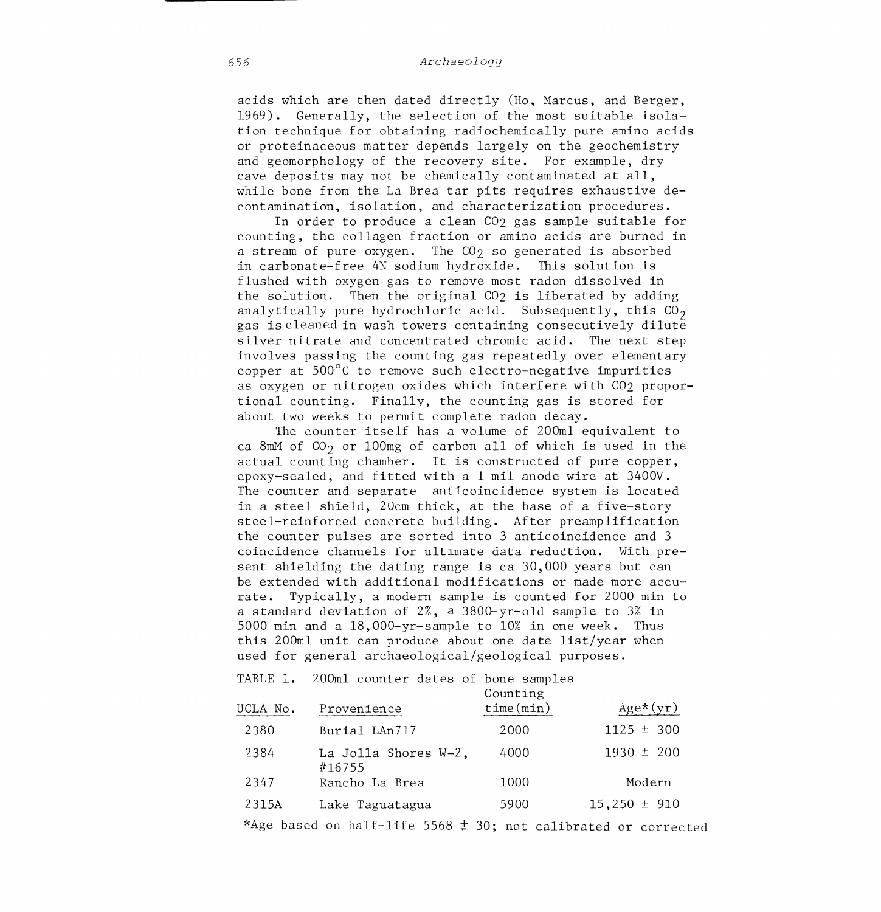acids which are then dated directly (Ho, Marcus, and Berger, 1969). Generally, the selection of the most suitable isolation technique for obtaining radiochemically pure amino acids or proteinaceous matter depends largely on the geochemistry and geomorphology of the recovery site. For example, dry cave deposits may not be chemically contaminated at all, while bone from the La Brea tar pits requires exhaustive decontamination, isolation, and characterization procedures.

In order to produce a clean $CO_2$ gas sample suitable for counting, the collagen fraction or amino acids are burned in a stream of pure oxygen. The $CO_2$ so generated is absorbed in carbonate-free 4N sodium hydroxide. This solution is flushed with oxygen gas to remove most radon dissolved in the solution. Then the original $CO_2$ is liberated by adding analytically pure hydrochloric acid. Subsequently, this $CO_2$ gas is cleaned in wash towers containing consecutively dilute silver nitrate and concentrated chromic acid. The next step involves passing the counting gas repeatedly over elementary copper at 500°C to remove such electro-negative impurities as oxygen or nitrogen oxides which interfere with $CO_2$ proportional counting. Finally, the counting gas is stored for about two weeks to permit complete radon decay.

The counter itself has a volume of 200ml equivalent to ca 8mM of $CO_2$ or 100mg of carbon all of which is used in the actual counting chamber. It is constructed of pure copper, epoxy-sealed, and fitted with a 1 mil anode wire at 3400V. The counter and separate anticoincidence system is located in a steel shield, 20cm thick, at the base of a five-story steel-reinforced concrete building. After preamplification the counter pulses are sorted into 3 anticoincidence and 3 coincidence channels for ultimate data reduction. With present shielding the dating range is ca 30,000 years but can be extended with additional modifications or made more accurate. Typically, a modern sample is counted for 2000 min to a standard deviation of 2%, a 3800-yr-old sample to 3% in 5000 min and a 18,000-yr-sample to 10% in one week. Thus this 200ml unit can produce about one date list/year when used for general archaeological/geological purposes.

TABLE 1. 200ml counter dates of bone samples

| UCLA No. | Provenience | Counting time (min) | Age* (yr) |
|---|---|---|---|
| 2380 | Burial LAn717 | 2000 | 1125 ± 300 |
| 2384 | La Jolla Shores W-2, #16755 | 4000 | 1930 ± 200 |
| 2347 | Rancho La Brea | 1000 | Modern |
| 2315A | Lake Taguatagua | 5900 | 15,250 ± 910 |

*Age based on half-life 5568 ± 30; not calibrated or corrected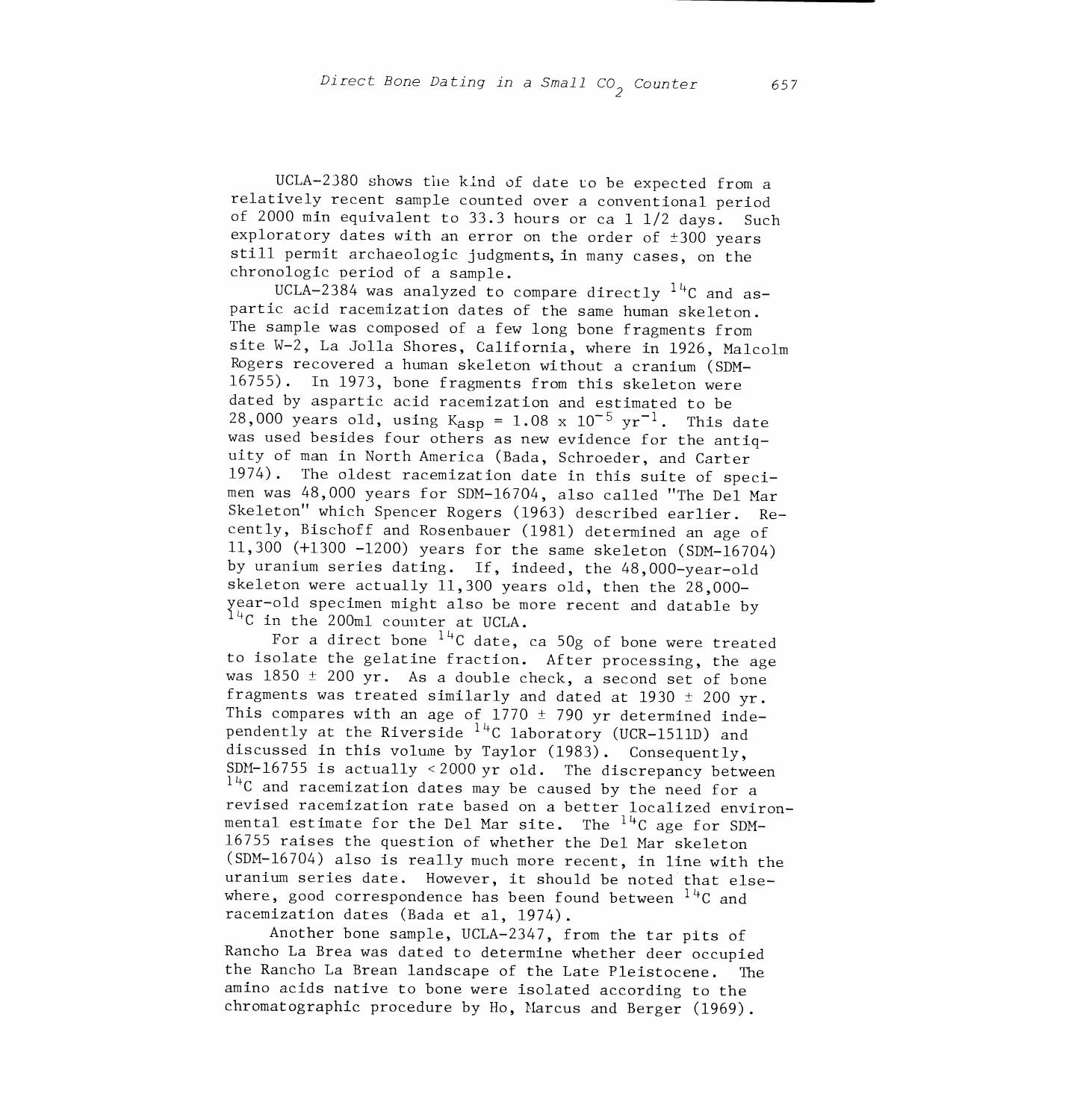UCLA-2380 shows the kind of date to be expected from a relatively recent sample counted over a conventional period of 2000 min equivalent to 33.3 hours or ca 1 1/2 days. Such exploratory dates with an error on the order of ±300 years still permit archaeologic judgments, in many cases, on the chronologic period of a sample.

UCLA-2384 was analyzed to compare directly $^{14}C$ and aspartic acid racemization dates of the same human skeleton. The sample was composed of a few long bone fragments from site W-2, La Jolla Shores, California, where in 1926, Malcolm Rogers recovered a human skeleton without a cranium (SDM-16755). In 1973, bone fragments from this skeleton were dated by aspartic acid racemization and estimated to be 28,000 years old, using $K_{asp} = 1.08 \times 10^{-5}\ yr^{-1}$. This date was used besides four others as new evidence for the antiquity of man in North America (Bada, Schroeder, and Carter 1974). The oldest racemization date in this suite of specimen was 48,000 years for SDM-16704, also called "The Del Mar Skeleton" which Spencer Rogers (1963) described earlier. Recently, Bischoff and Rosenbauer (1981) determined an age of 11,300 (+1300 -1200) years for the same skeleton (SDM-16704) by uranium series dating. If, indeed, the 48,000-year-old skeleton were actually 11,300 years old, then the 28,000-year-old specimen might also be more recent and datable by $^{14}C$ in the 200ml counter at UCLA.

For a direct bone $^{14}C$ date, ca 50g of bone were treated to isolate the gelatine fraction. After processing, the age was 1850 ± 200 yr. As a double check, a second set of bone fragments was treated similarly and dated at 1930 ± 200 yr. This compares with an age of 1770 ± 790 yr determined independently at the Riverside $^{14}C$ laboratory (UCR-1511D) and discussed in this volume by Taylor (1983). Consequently, SDM-16755 is actually < 2000 yr old. The discrepancy between $^{14}C$ and racemization dates may be caused by the need for a revised racemization rate based on a better localized environmental estimate for the Del Mar site. The $^{14}C$ age for SDM-16755 raises the question of whether the Del Mar skeleton (SDM-16704) also is really much more recent, in line with the uranium series date. However, it should be noted that elsewhere, good correspondence has been found between $^{14}C$ and racemization dates (Bada et al, 1974).

Another bone sample, UCLA-2347, from the tar pits of Rancho La Brea was dated to determine whether deer occupied the Rancho La Brean landscape of the Late Pleistocene. The amino acids native to bone were isolated according to the chromatographic procedure by Ho, Marcus and Berger (1969).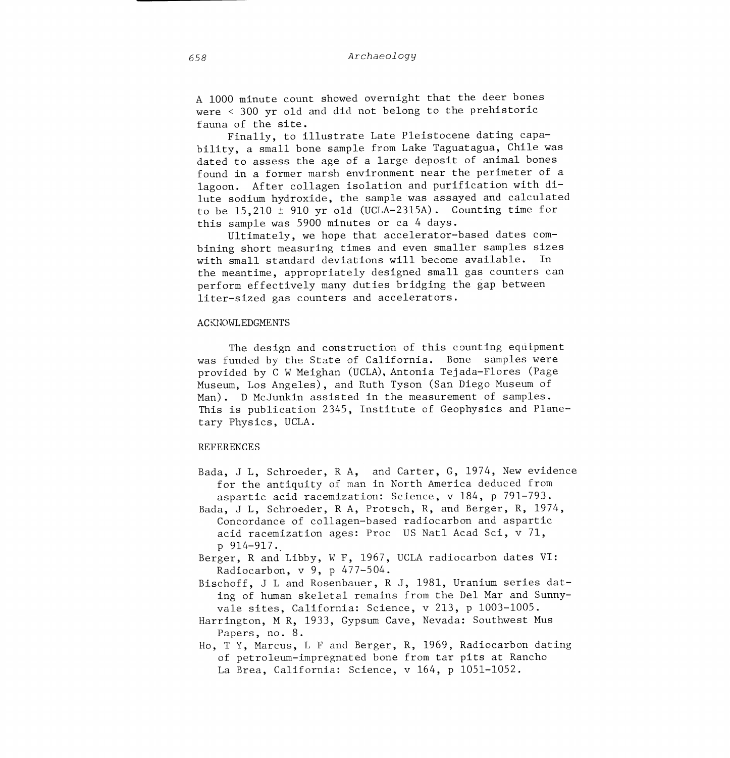A 1000 minute count showed overnight that the deer bones were < 300 yr old and did not belong to the prehistoric fauna of the site.

Finally, to illustrate Late Pleistocene dating capability, a small bone sample from Lake Taguatagua, Chile was dated to assess the age of a large deposit of animal bones found in a former marsh environment near the perimeter of a lagoon. After collagen isolation and purification with dilute sodium hydroxide, the sample was assayed and calculated to be 15,210 ± 910 yr old (UCLA-2315A). Counting time for this sample was 5900 minutes or ca 4 days.

Ultimately, we hope that accelerator-based dates combining short measuring times and even smaller samples sizes with small standard deviations will become available. In the meantime, appropriately designed small gas counters can perform effectively many duties bridging the gap between liter-sized gas counters and accelerators.

## ACKNOWLEDGMENTS

The design and construction of this counting equipment was funded by the State of California. Bone samples were provided by C W Meighan (UCLA), Antonia Tejada-Flores (Page Museum, Los Angeles), and Ruth Tyson (San Diego Museum of Man). D McJunkin assisted in the measurement of samples. This is publication 2345, Institute of Geophysics and Planetary Physics, UCLA.

## REFERENCES

Bada, J L, Schroeder, R A, and Carter, G, 1974, New evidence for the antiquity of man in North America deduced from aspartic acid racemization: Science, v 184, p 791-793.

Bada, J L, Schroeder, R A, Protsch, R, and Berger, R, 1974, Concordance of collagen-based radiocarbon and aspartic acid racemization ages: Proc US Natl Acad Sci, v 71, p 914-917.

Berger, R and Libby, W F, 1967, UCLA radiocarbon dates VI: Radiocarbon, v 9, p 477-504.

Bischoff, J L and Rosenbauer, R J, 1981, Uranium series dating of human skeletal remains from the Del Mar and Sunnyvale sites, California: Science, v 213, p 1003-1005.

Harrington, M R, 1933, Gypsum Cave, Nevada: Southwest Mus Papers, no. 8.

Ho, T Y, Marcus, L F and Berger, R, 1969, Radiocarbon dating of petroleum-impregnated bone from tar pits at Rancho La Brea, California: Science, v 164, p 1051-1052.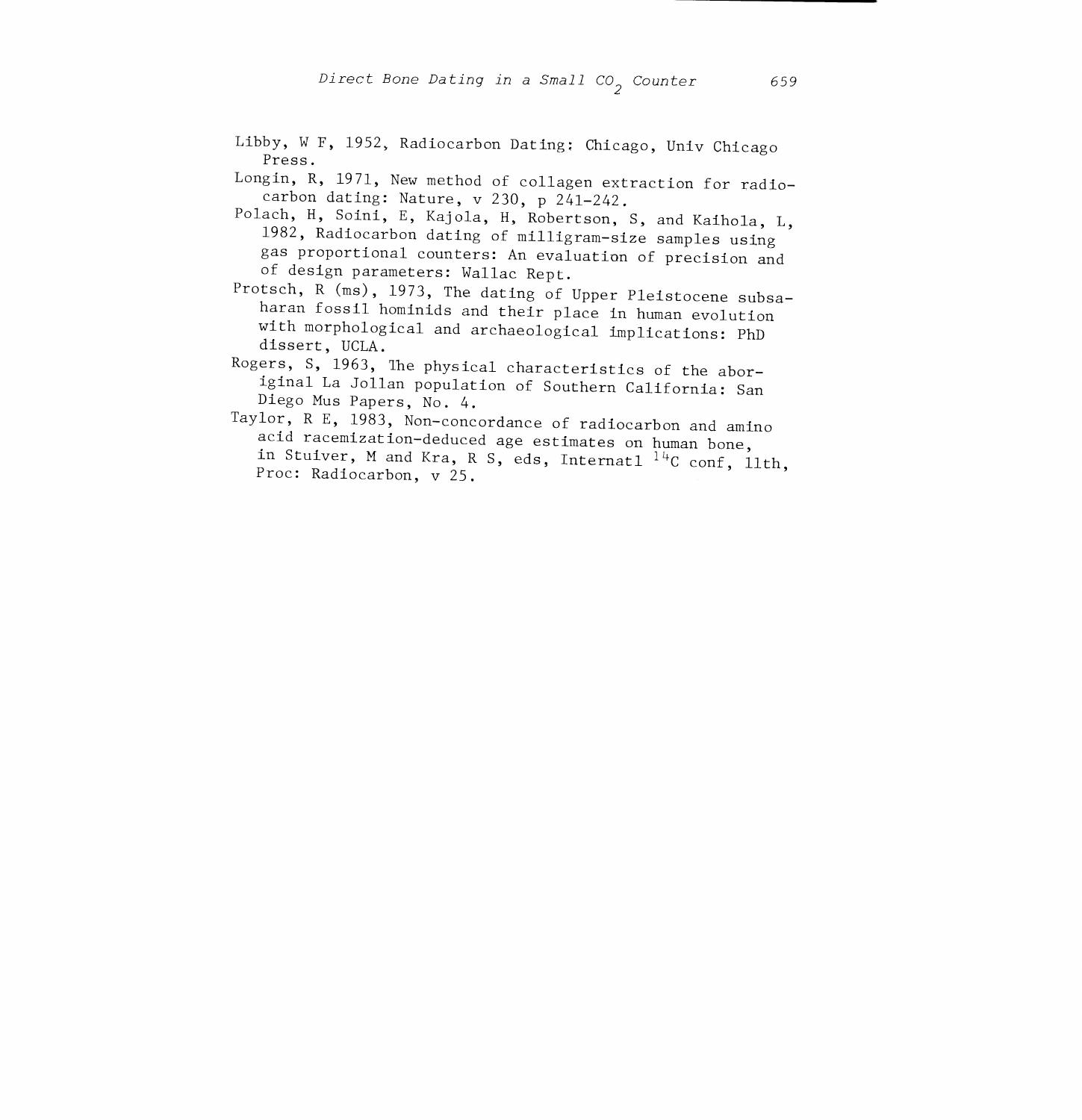Libby, W F, 1952, Radiocarbon Dating: Chicago, Univ Chicago Press.

Longin, R, 1971, New method of collagen extraction for radiocarbon dating: Nature, v 230, p 241-242.

Polach, H, Soini, E, Kajola, H, Robertson, S, and Kaihola, L, 1982, Radiocarbon dating of milligram-size samples using gas proportional counters: An evaluation of precision and of design parameters: Wallac Rept.

Protsch, R (ms), 1973, The dating of Upper Pleistocene subsaharan fossil hominids and their place in human evolution with morphological and archaeological implications: PhD dissert, UCLA.

Rogers, S, 1963, The physical characteristics of the aboriginal La Jollan population of Southern California: San Diego Mus Papers, No. 4.

Taylor, R E, 1983, Non-concordance of radiocarbon and amino acid racemization-deduced age estimates on human bone, in Stuiver, M and Kra, R S, eds, Internatl $^{14}C$ conf, 11th, Proc: Radiocarbon, v 25.